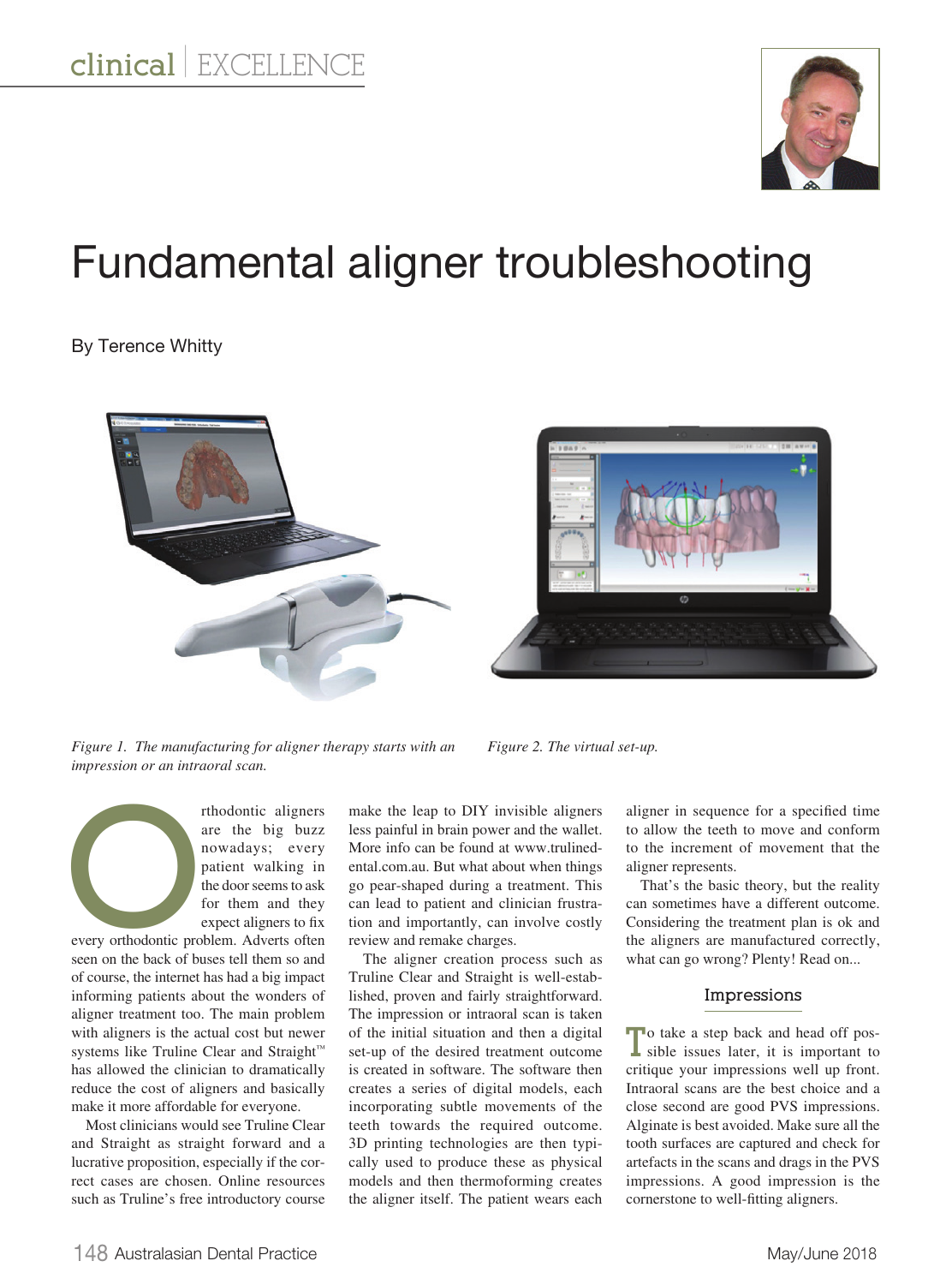# Fundamental aligner troubleshooting

By Terence Whitty

*Figure 1. The manufacturing for aligner therapy starts with an impression or an intraoral scan.*

*Figure 2. The virtual set-up.*

Orthodontic aligners are the big buzz nowadays; every patient walking in the door seems to ask for them and they expect aligners to fix every orthodontic problem. Adverts often seen on the back of buses tell them so and of course, the internet has had a big impact informing patients about the wonders of aligner treatment too. The main problem with aligners is the actual cost but newer systems like Truline Clear and Straight™ has allowed the clinician to dramatically reduce the cost of aligners and basically make it more affordable for everyone.

Most clinicians would see Truline Clear and Straight as straight forward and a lucrative proposition, especially if the correct cases are chosen. Online resources such as Truline's free introductory course make the leap to DIY invisible aligners less painful in brain power and the wallet. More info can be found at www.trulinedental.com.au. But what about when things go pear-shaped during a treatment. This can lead to patient and clinician frustration and importantly, can involve costly review and remake charges.

The aligner creation process such as Truline Clear and Straight is well-established, proven and fairly straightforward. The impression or intraoral scan is taken of the initial situation and then a digital set-up of the desired treatment outcome is created in software. The software then creates a series of digital models, each incorporating subtle movements of the teeth towards the required outcome. 3D printing technologies are then typically used to produce these as physical models and then thermoforming creates the aligner itself. The patient wears each aligner in sequence for a specified time to allow the teeth to move and conform to the increment of movement that the aligner represents.

That's the basic theory, but the reality can sometimes have a different outcome. Considering the treatment plan is ok and the aligners are manufactured correctly, what can go wrong? Plenty! Read on...

## Impressions

To take a step back and head off possible issues later, it is important to critique your impressions well up front. Intraoral scans are the best choice and a close second are good PVS impressions. Alginate is best avoided. Make sure all the tooth surfaces are captured and check for artefacts in the scans and drags in the PVS impressions. A good impression is the cornerstone to well-fitting aligners.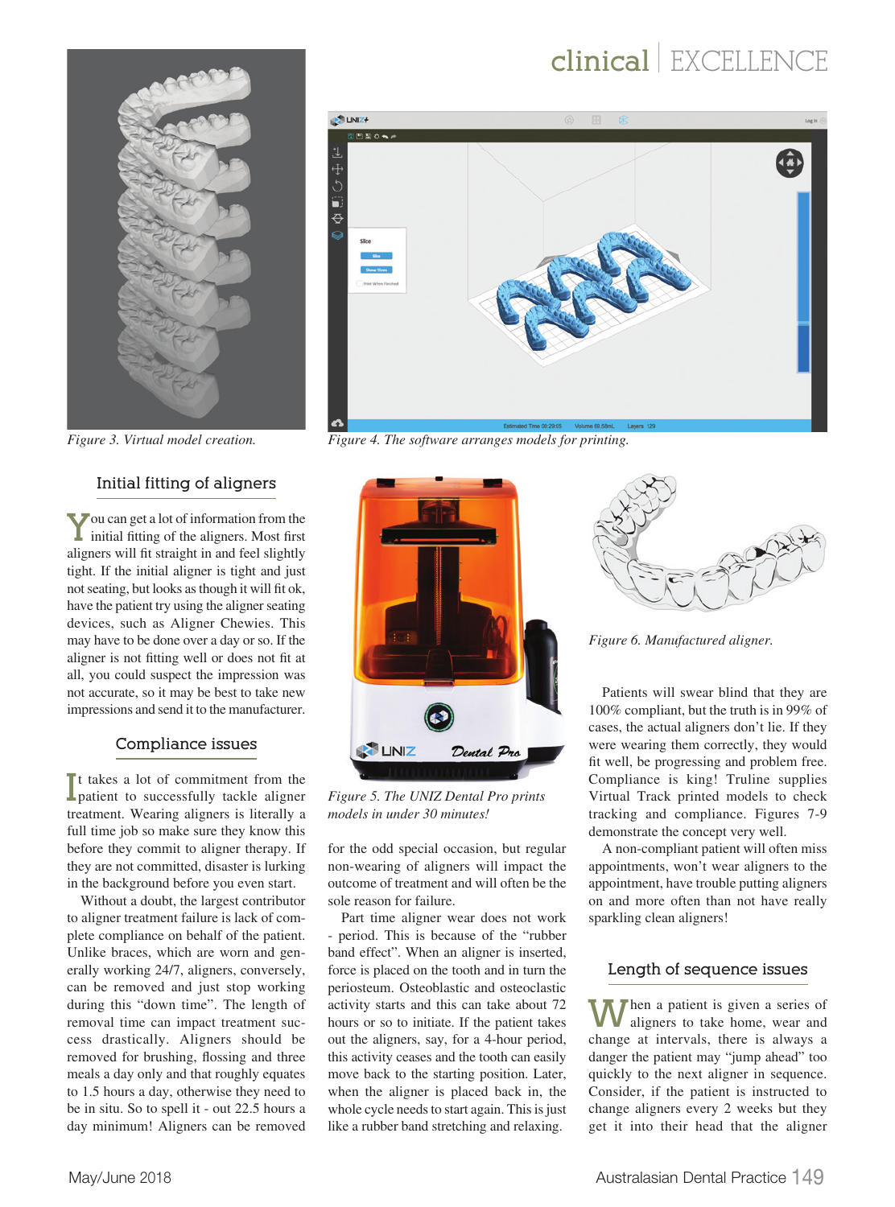Figure 3. Virtual model creation.

Figure 4. The software arranges models for printing.

## Initial fitting of aligners

You can get a lot of information from the initial fitting of the aligners. Most first aligners will fit straight in and feel slightly tight. If the initial aligner is tight and just not seating, but looks as though it will fit ok, have the patient try using the aligner seating devices, such as Aligner Chewies. This may have to be done over a day or so. If the aligner is not fitting well or does not fit at all, you could suspect the impression was not accurate, so it may be best to take new impressions and send it to the manufacturer.

## Compliance issues

It takes a lot of commitment from the patient to successfully tackle aligner treatment. Wearing aligners is literally a full time job so make sure they know this before they commit to aligner therapy. If they are not committed, disaster is lurking in the background before you even start.

Without a doubt, the largest contributor to aligner treatment failure is lack of complete compliance on behalf of the patient. Unlike braces, which are worn and generally working 24/7, aligners, conversely, can be removed and just stop working during this "down time". The length of removal time can impact treatment success drastically. Aligners should be removed for brushing, flossing and three meals a day only and that roughly equates to 1.5 hours a day, otherwise they need to be in situ. So to spell it - out 22.5 hours a day minimum! Aligners can be removed for the odd special occasion, but regular non-wearing of aligners will impact the outcome of treatment and will often be the sole reason for failure.

Part time aligner wear does not work - period. This is because of the "rubber band effect". When an aligner is inserted, force is placed on the tooth and in turn the periosteum. Osteoblastic and osteoclastic activity starts and this can take about 72 hours or so to initiate. If the patient takes out the aligners, say, for a 4-hour period, this activity ceases and the tooth can easily move back to the starting position. Later, when the aligner is placed back in, the whole cycle needs to start again. This is just like a rubber band stretching and relaxing.

Figure 5. The UNIZ Dental Pro prints models in under 30 minutes!

Figure 6. Manufactured aligner.

Patients will swear blind that they are 100% compliant, but the truth is in 99% of cases, the actual aligners don't lie. If they were wearing them correctly, they would fit well, be progressing and problem free. Compliance is king! Truline supplies Virtual Track printed models to check tracking and compliance. Figures 7-9 demonstrate the concept very well.

A non-compliant patient will often miss appointments, won't wear aligners to the appointment, have trouble putting aligners on and more often than not have really sparkling clean aligners!

## Length of sequence issues

When a patient is given a series of aligners to take home, wear and change at intervals, there is always a danger the patient may "jump ahead" too quickly to the next aligner in sequence. Consider, if the patient is instructed to change aligners every 2 weeks but they get it into their head that the aligner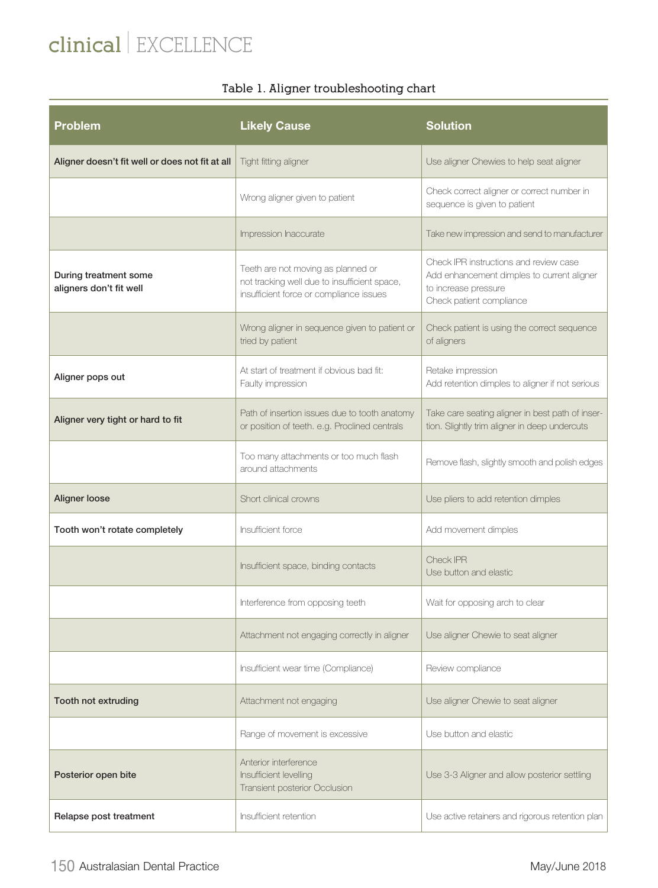Table 1. Aligner troubleshooting chart

| Problem | Likely Cause | Solution |
|---|---|---|
| **Aligner doesn't fit well or does not fit at all** | Tight fitting aligner | Use aligner Chewies to help seat aligner |
| | Wrong aligner given to patient | Check correct aligner or correct number in sequence is given to patient |
| | Impression Inaccurate | Take new impression and send to manufacturer |
| **During treatment some aligners don't fit well** | Teeth are not moving as planned or not tracking well due to insufficient space, insufficient force or compliance issues | Check IPR instructions and review case<br>Add enhancement dimples to current aligner to increase pressure<br>Check patient compliance |
| | Wrong aligner in sequence given to patient or tried by patient | Check patient is using the correct sequence of aligners |
| **Aligner pops out** | At start of treatment if obvious bad fit: Faulty impression | Retake impression<br>Add retention dimples to aligner if not serious |
| **Aligner very tight or hard to fit** | Path of insertion issues due to tooth anatomy or position of teeth. e.g. Proclined centrals | Take care seating aligner in best path of insertion. Slightly trim aligner in deep undercuts |
| | Too many attachments or too much flash around attachments | Remove flash, slightly smooth and polish edges |
| **Aligner loose** | Short clinical crowns | Use pliers to add retention dimples |
| **Tooth won't rotate completely** | Insufficient force | Add movement dimples |
| | Insufficient space, binding contacts | Check IPR<br>Use button and elastic |
| | Interference from opposing teeth | Wait for opposing arch to clear |
| | Attachment not engaging correctly in aligner | Use aligner Chewie to seat aligner |
| | Insufficient wear time (Compliance) | Review compliance |
| **Tooth not extruding** | Attachment not engaging | Use aligner Chewie to seat aligner |
| | Range of movement is excessive | Use button and elastic |
| **Posterior open bite** | Anterior interference<br>Insufficient levelling<br>Transient posterior Occlusion | Use 3-3 Aligner and allow posterior settling |
| **Relapse post treatment** | Insufficient retention | Use active retainers and rigorous retention plan |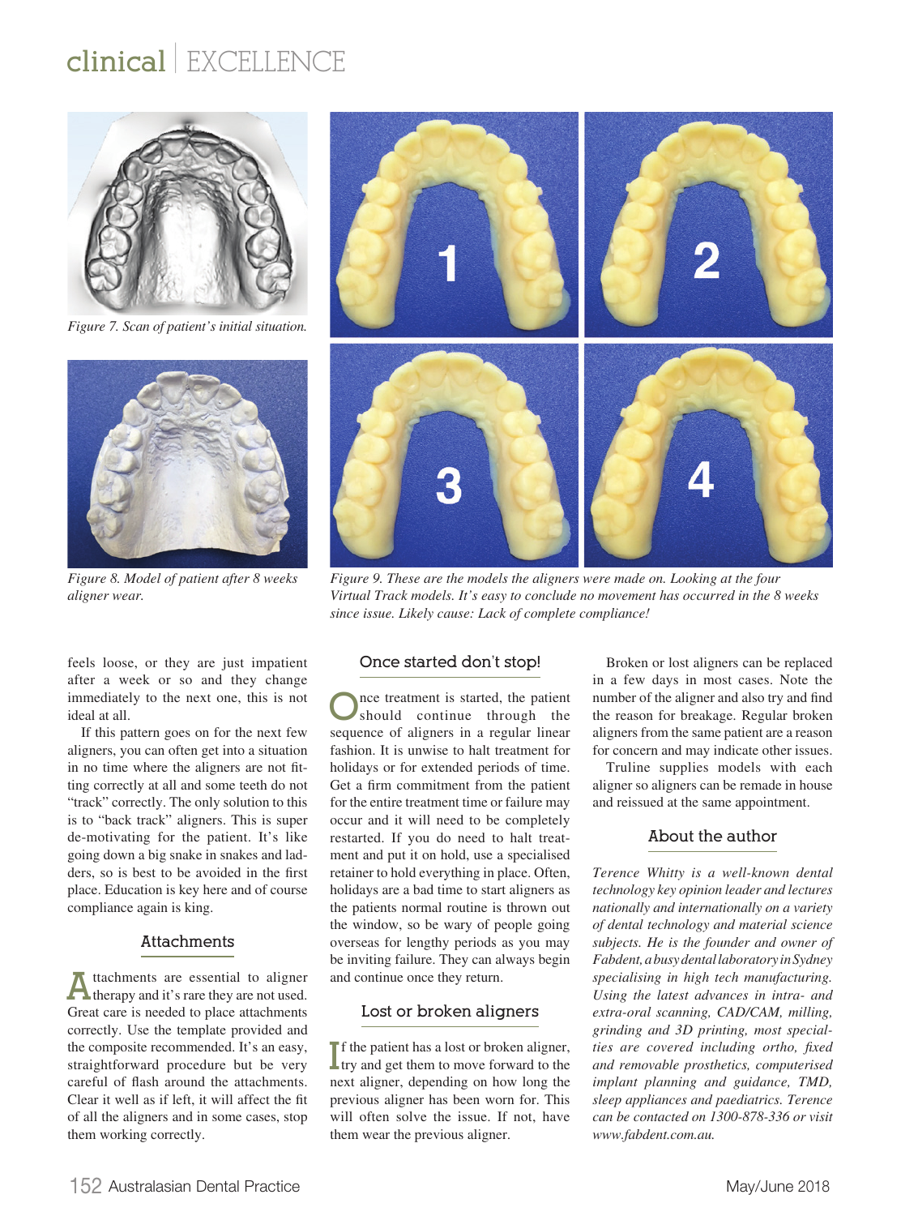Figure 7. Scan of patient's initial situation.

Figure 8. Model of patient after 8 weeks aligner wear.

1

2

3

4

Figure 9. These are the models the aligners were made on. Looking at the four Virtual Track models. It's easy to conclude no movement has occurred in the 8 weeks since issue. Likely cause: Lack of complete compliance!

feels loose, or they are just impatient after a week or so and they change immediately to the next one, this is not ideal at all.

If this pattern goes on for the next few aligners, you can often get into a situation in no time where the aligners are not fitting correctly at all and some teeth do not "track" correctly. The only solution to this is to "back track" aligners. This is super de-motivating for the patient. It's like going down a big snake in snakes and ladders, so is best to be avoided in the first place. Education is key here and of course compliance again is king.

## Attachments

Attachments are essential to aligner therapy and it's rare they are not used. Great care is needed to place attachments correctly. Use the template provided and the composite recommended. It's an easy, straightforward procedure but be very careful of flash around the attachments. Clear it well as if left, it will affect the fit of all the aligners and in some cases, stop them working correctly.

## Once started don't stop!

Once treatment is started, the patient should continue through the sequence of aligners in a regular linear fashion. It is unwise to halt treatment for holidays or for extended periods of time. Get a firm commitment from the patient for the entire treatment time or failure may occur and it will need to be completely restarted. If you do need to halt treatment and put it on hold, use a specialised retainer to hold everything in place. Often, holidays are a bad time to start aligners as the patients normal routine is thrown out the window, so be wary of people going overseas for lengthy periods as you may be inviting failure. They can always begin and continue once they return.

## Lost or broken aligners

If the patient has a lost or broken aligner, try and get them to move forward to the next aligner, depending on how long the previous aligner has been worn for. This will often solve the issue. If not, have them wear the previous aligner.

Broken or lost aligners can be replaced in a few days in most cases. Note the number of the aligner and also try and find the reason for breakage. Regular broken aligners from the same patient are a reason for concern and may indicate other issues.

Truline supplies models with each aligner so aligners can be remade in house and reissued at the same appointment.

## About the author

*Terence Whitty is a well-known dental technology key opinion leader and lectures nationally and internationally on a variety of dental technology and material science subjects. He is the founder and owner of Fabdent, a busy dental laboratory in Sydney specialising in high tech manufacturing. Using the latest advances in intra- and extra-oral scanning, CAD/CAM, milling, grinding and 3D printing, most specialties are covered including ortho, fixed and removable prosthetics, computerised implant planning and guidance, TMD, sleep appliances and paediatrics. Terence can be contacted on 1300-878-336 or visit www.fabdent.com.au.*